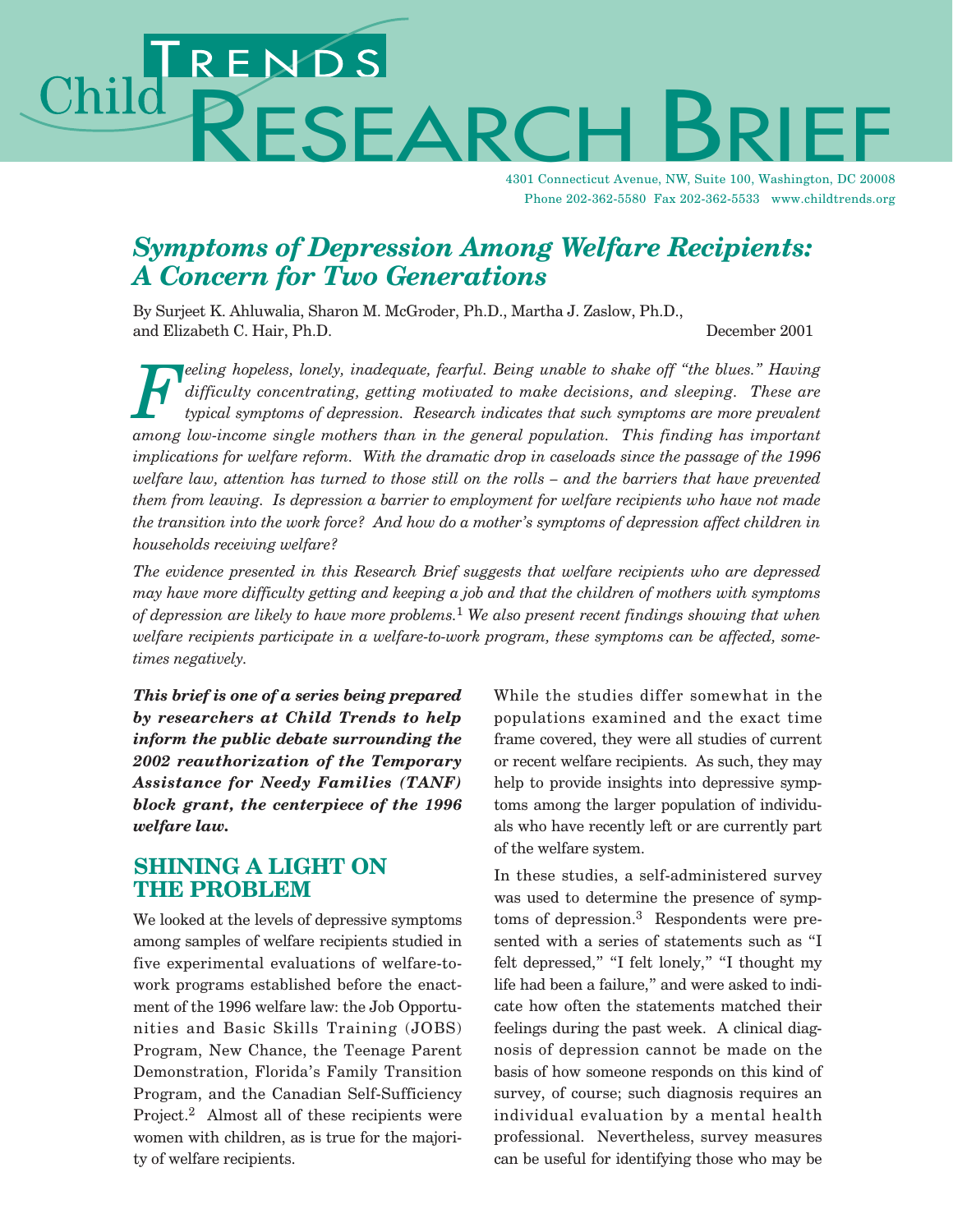# Child Trends Research Brief

4301 Connecticut Avenue, NW, Suite 100, Washington, DC 20008
Phone 202-362-5580 Fax 202-362-5533 www.childtrends.org

## *Symptoms of Depression Among Welfare Recipients: A Concern for Two Generations*

By Surjeet K. Ahluwalia, Sharon M. McGroder, Ph.D., Martha J. Zaslow, Ph.D., and Elizabeth C. Hair, Ph.D.

December 2001

*Feeling hopeless, lonely, inadequate, fearful. Being unable to shake off "the blues." Having difficulty concentrating, getting motivated to make decisions, and sleeping. These are typical symptoms of depression. Research indicates that such symptoms are more prevalent among low-income single mothers than in the general population. This finding has important implications for welfare reform. With the dramatic drop in caseloads since the passage of the 1996 welfare law, attention has turned to those still on the rolls – and the barriers that have prevented them from leaving. Is depression a barrier to employment for welfare recipients who have not made the transition into the work force? And how do a mother's symptoms of depression affect children in households receiving welfare?*

*The evidence presented in this Research Brief suggests that welfare recipients who are depressed may have more difficulty getting and keeping a job and that the children of mothers with symptoms of depression are likely to have more problems.[1] We also present recent findings showing that when welfare recipients participate in a welfare-to-work program, these symptoms can be affected, sometimes negatively.*

***This brief is one of a series being prepared by researchers at Child Trends to help inform the public debate surrounding the 2002 reauthorization of the Temporary Assistance for Needy Families (TANF) block grant, the centerpiece of the 1996 welfare law.***

## SHINING A LIGHT ON THE PROBLEM

We looked at the levels of depressive symptoms among samples of welfare recipients studied in five experimental evaluations of welfare-to-work programs established before the enactment of the 1996 welfare law: the Job Opportunities and Basic Skills Training (JOBS) Program, New Chance, the Teenage Parent Demonstration, Florida's Family Transition Program, and the Canadian Self-Sufficiency Project.[2] Almost all of these recipients were women with children, as is true for the majority of welfare recipients.

While the studies differ somewhat in the populations examined and the exact time frame covered, they were all studies of current or recent welfare recipients. As such, they may help to provide insights into depressive symptoms among the larger population of individuals who have recently left or are currently part of the welfare system.

In these studies, a self-administered survey was used to determine the presence of symptoms of depression.[3] Respondents were presented with a series of statements such as "I felt depressed," "I felt lonely," "I thought my life had been a failure," and were asked to indicate how often the statements matched their feelings during the past week. A clinical diagnosis of depression cannot be made on the basis of how someone responds on this kind of survey, of course; such diagnosis requires an individual evaluation by a mental health professional. Nevertheless, survey measures can be useful for identifying those who may be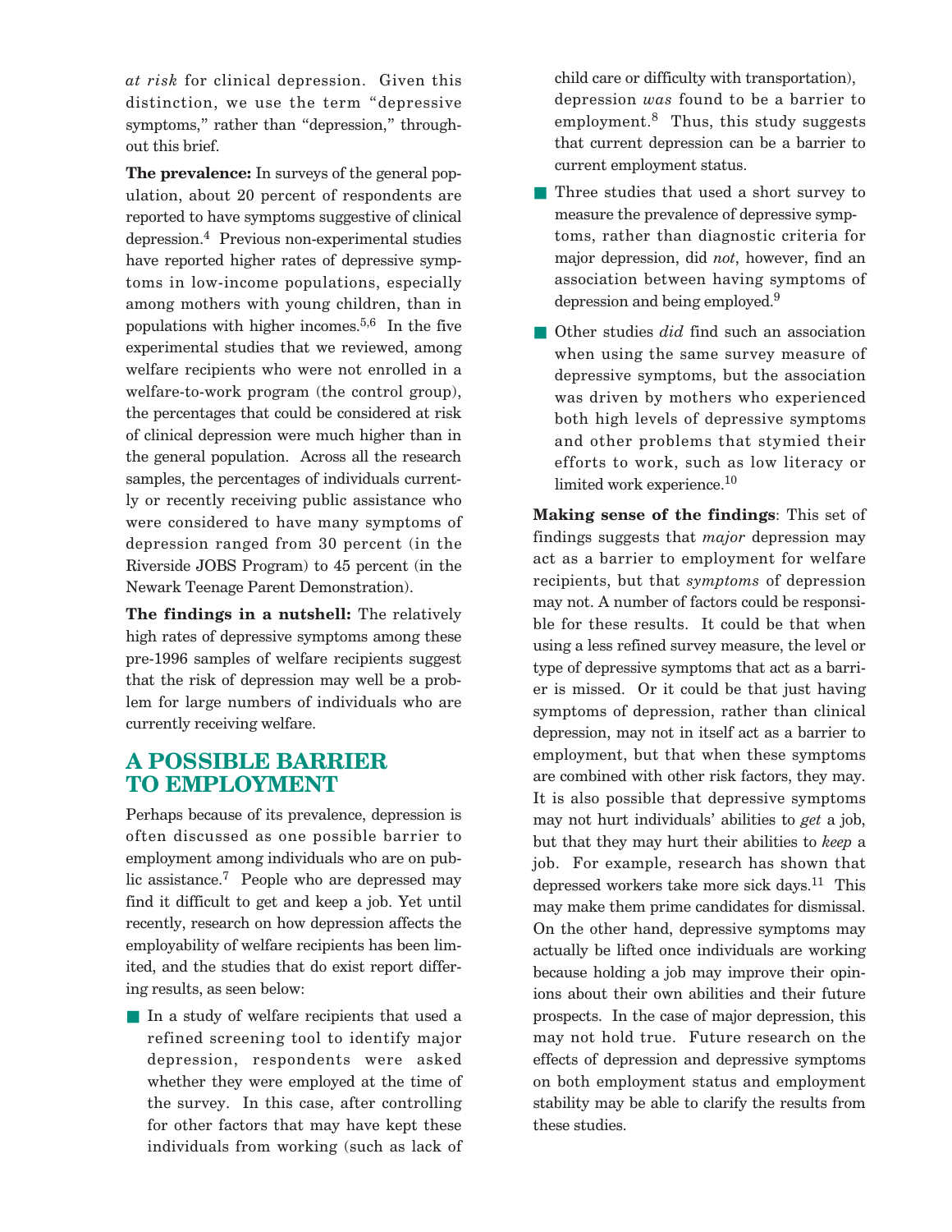*at risk* for clinical depression. Given this distinction, we use the term "depressive symptoms," rather than "depression," throughout this brief.

**The prevalence:** In surveys of the general population, about 20 percent of respondents are reported to have symptoms suggestive of clinical depression.[4] Previous non-experimental studies have reported higher rates of depressive symptoms in low-income populations, especially among mothers with young children, than in populations with higher incomes.[5,6] In the five experimental studies that we reviewed, among welfare recipients who were not enrolled in a welfare-to-work program (the control group), the percentages that could be considered at risk of clinical depression were much higher than in the general population. Across all the research samples, the percentages of individuals currently or recently receiving public assistance who were considered to have many symptoms of depression ranged from 30 percent (in the Riverside JOBS Program) to 45 percent (in the Newark Teenage Parent Demonstration).

**The findings in a nutshell:** The relatively high rates of depressive symptoms among these pre-1996 samples of welfare recipients suggest that the risk of depression may well be a problem for large numbers of individuals who are currently receiving welfare.

## A POSSIBLE BARRIER TO EMPLOYMENT

Perhaps because of its prevalence, depression is often discussed as one possible barrier to employment among individuals who are on public assistance.[7] People who are depressed may find it difficult to get and keep a job. Yet until recently, research on how depression affects the employability of welfare recipients has been limited, and the studies that do exist report differing results, as seen below:

- In a study of welfare recipients that used a refined screening tool to identify major depression, respondents were asked whether they were employed at the time of the survey. In this case, after controlling for other factors that may have kept these individuals from working (such as lack of child care or difficulty with transportation), depression *was* found to be a barrier to employment.[8] Thus, this study suggests that current depression can be a barrier to current employment status.
- Three studies that used a short survey to measure the prevalence of depressive symptoms, rather than diagnostic criteria for major depression, did *not*, however, find an association between having symptoms of depression and being employed.[9]
- Other studies *did* find such an association when using the same survey measure of depressive symptoms, but the association was driven by mothers who experienced both high levels of depressive symptoms and other problems that stymied their efforts to work, such as low literacy or limited work experience.[10]

**Making sense of the findings**: This set of findings suggests that *major* depression may act as a barrier to employment for welfare recipients, but that *symptoms* of depression may not. A number of factors could be responsible for these results. It could be that when using a less refined survey measure, the level or type of depressive symptoms that act as a barrier is missed. Or it could be that just having symptoms of depression, rather than clinical depression, may not in itself act as a barrier to employment, but that when these symptoms are combined with other risk factors, they may. It is also possible that depressive symptoms may not hurt individuals' abilities to *get* a job, but that they may hurt their abilities to *keep* a job. For example, research has shown that depressed workers take more sick days.[11] This may make them prime candidates for dismissal. On the other hand, depressive symptoms may actually be lifted once individuals are working because holding a job may improve their opinions about their own abilities and their future prospects. In the case of major depression, this may not hold true. Future research on the effects of depression and depressive symptoms on both employment status and employment stability may be able to clarify the results from these studies.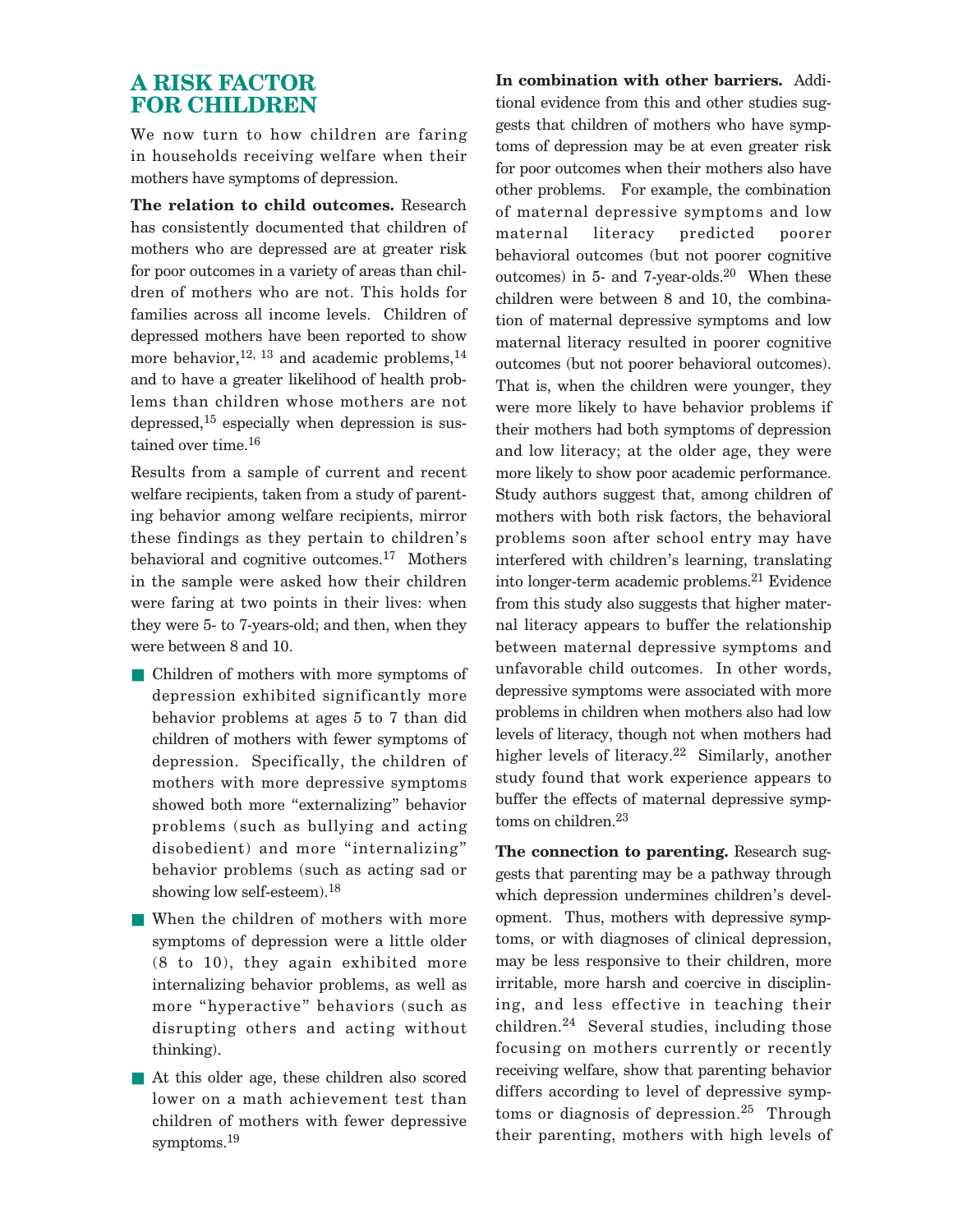## A RISK FACTOR FOR CHILDREN

We now turn to how children are faring in households receiving welfare when their mothers have symptoms of depression.

**The relation to child outcomes.** Research has consistently documented that children of mothers who are depressed are at greater risk for poor outcomes in a variety of areas than children of mothers who are not. This holds for families across all income levels. Children of depressed mothers have been reported to show more behavior,[12, 13] and academic problems,[14] and to have a greater likelihood of health problems than children whose mothers are not depressed,[15] especially when depression is sustained over time.[16]

Results from a sample of current and recent welfare recipients, taken from a study of parenting behavior among welfare recipients, mirror these findings as they pertain to children's behavioral and cognitive outcomes.[17] Mothers in the sample were asked how their children were faring at two points in their lives: when they were 5- to 7-years-old; and then, when they were between 8 and 10.

- Children of mothers with more symptoms of depression exhibited significantly more behavior problems at ages 5 to 7 than did children of mothers with fewer symptoms of depression. Specifically, the children of mothers with more depressive symptoms showed both more "externalizing" behavior problems (such as bullying and acting disobedient) and more "internalizing" behavior problems (such as acting sad or showing low self-esteem).[18]
- When the children of mothers with more symptoms of depression were a little older (8 to 10), they again exhibited more internalizing behavior problems, as well as more "hyperactive" behaviors (such as disrupting others and acting without thinking).
- At this older age, these children also scored lower on a math achievement test than children of mothers with fewer depressive symptoms.[19]

**In combination with other barriers.** Additional evidence from this and other studies suggests that children of mothers who have symptoms of depression may be at even greater risk for poor outcomes when their mothers also have other problems. For example, the combination of maternal depressive symptoms and low maternal literacy predicted poorer behavioral outcomes (but not poorer cognitive outcomes) in 5- and 7-year-olds.[20] When these children were between 8 and 10, the combination of maternal depressive symptoms and low maternal literacy resulted in poorer cognitive outcomes (but not poorer behavioral outcomes). That is, when the children were younger, they were more likely to have behavior problems if their mothers had both symptoms of depression and low literacy; at the older age, they were more likely to show poor academic performance. Study authors suggest that, among children of mothers with both risk factors, the behavioral problems soon after school entry may have interfered with children's learning, translating into longer-term academic problems.[21] Evidence from this study also suggests that higher maternal literacy appears to buffer the relationship between maternal depressive symptoms and unfavorable child outcomes. In other words, depressive symptoms were associated with more problems in children when mothers also had low levels of literacy, though not when mothers had higher levels of literacy.[22] Similarly, another study found that work experience appears to buffer the effects of maternal depressive symptoms on children.[23]

**The connection to parenting.** Research suggests that parenting may be a pathway through which depression undermines children's development. Thus, mothers with depressive symptoms, or with diagnoses of clinical depression, may be less responsive to their children, more irritable, more harsh and coercive in disciplining, and less effective in teaching their children.[24] Several studies, including those focusing on mothers currently or recently receiving welfare, show that parenting behavior differs according to level of depressive symptoms or diagnosis of depression.[25] Through their parenting, mothers with high levels of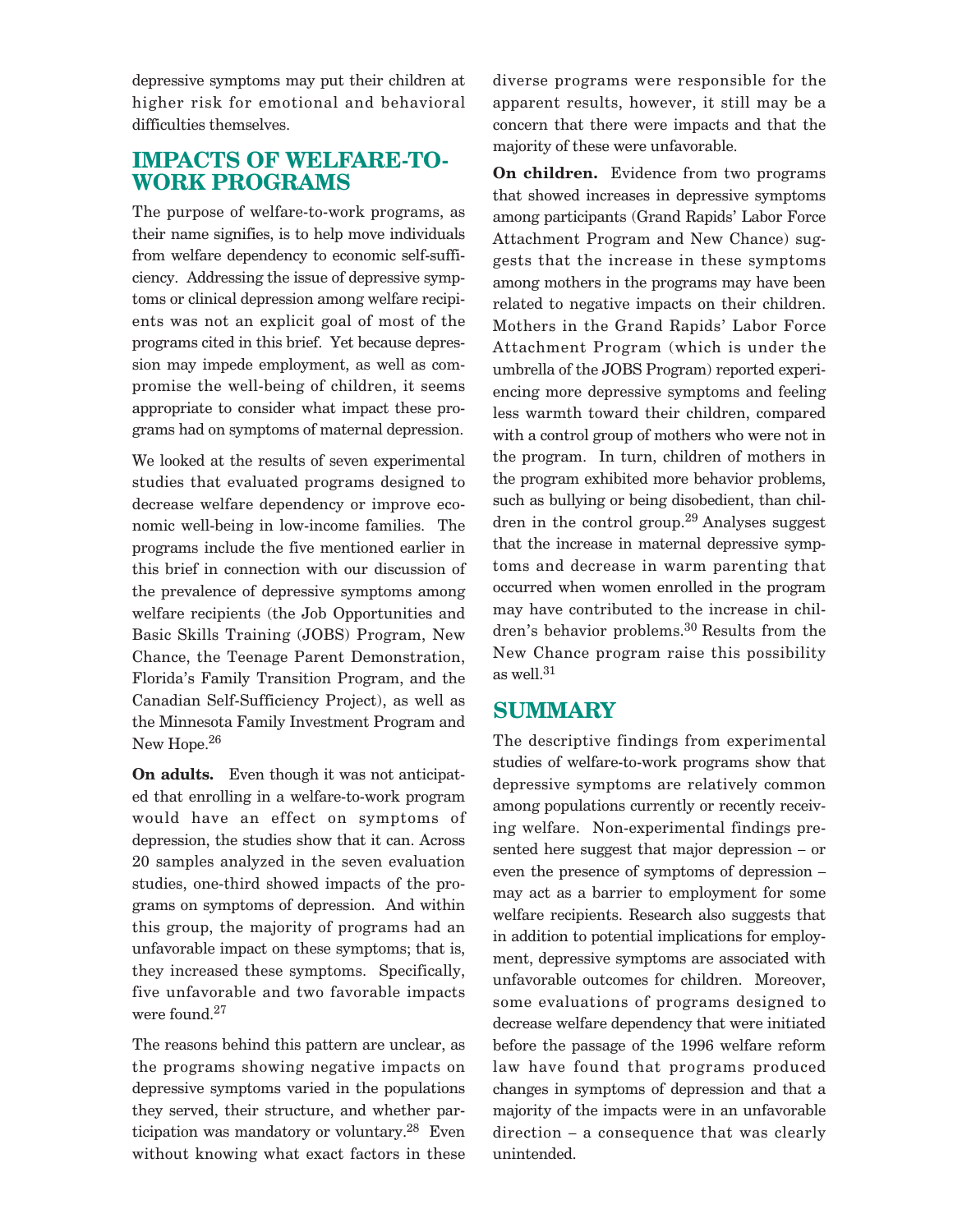depressive symptoms may put their children at higher risk for emotional and behavioral difficulties themselves.

## IMPACTS OF WELFARE-TO-WORK PROGRAMS

The purpose of welfare-to-work programs, as their name signifies, is to help move individuals from welfare dependency to economic self-sufficiency. Addressing the issue of depressive symptoms or clinical depression among welfare recipients was not an explicit goal of most of the programs cited in this brief. Yet because depression may impede employment, as well as compromise the well-being of children, it seems appropriate to consider what impact these programs had on symptoms of maternal depression.

We looked at the results of seven experimental studies that evaluated programs designed to decrease welfare dependency or improve economic well-being in low-income families. The programs include the five mentioned earlier in this brief in connection with our discussion of the prevalence of depressive symptoms among welfare recipients (the Job Opportunities and Basic Skills Training (JOBS) Program, New Chance, the Teenage Parent Demonstration, Florida's Family Transition Program, and the Canadian Self-Sufficiency Project), as well as the Minnesota Family Investment Program and New Hope.[26]

**On adults.** Even though it was not anticipated that enrolling in a welfare-to-work program would have an effect on symptoms of depression, the studies show that it can. Across 20 samples analyzed in the seven evaluation studies, one-third showed impacts of the programs on symptoms of depression. And within this group, the majority of programs had an unfavorable impact on these symptoms; that is, they increased these symptoms. Specifically, five unfavorable and two favorable impacts were found.[27]

The reasons behind this pattern are unclear, as the programs showing negative impacts on depressive symptoms varied in the populations they served, their structure, and whether participation was mandatory or voluntary.[28] Even without knowing what exact factors in these diverse programs were responsible for the apparent results, however, it still may be a concern that there were impacts and that the majority of these were unfavorable.

**On children.** Evidence from two programs that showed increases in depressive symptoms among participants (Grand Rapids' Labor Force Attachment Program and New Chance) suggests that the increase in these symptoms among mothers in the programs may have been related to negative impacts on their children. Mothers in the Grand Rapids' Labor Force Attachment Program (which is under the umbrella of the JOBS Program) reported experiencing more depressive symptoms and feeling less warmth toward their children, compared with a control group of mothers who were not in the program. In turn, children of mothers in the program exhibited more behavior problems, such as bullying or being disobedient, than children in the control group.[29] Analyses suggest that the increase in maternal depressive symptoms and decrease in warm parenting that occurred when women enrolled in the program may have contributed to the increase in children's behavior problems.[30] Results from the New Chance program raise this possibility as well.[31]

## SUMMARY

The descriptive findings from experimental studies of welfare-to-work programs show that depressive symptoms are relatively common among populations currently or recently receiving welfare. Non-experimental findings presented here suggest that major depression – or even the presence of symptoms of depression – may act as a barrier to employment for some welfare recipients. Research also suggests that in addition to potential implications for employment, depressive symptoms are associated with unfavorable outcomes for children. Moreover, some evaluations of programs designed to decrease welfare dependency that were initiated before the passage of the 1996 welfare reform law have found that programs produced changes in symptoms of depression and that a majority of the impacts were in an unfavorable direction – a consequence that was clearly unintended.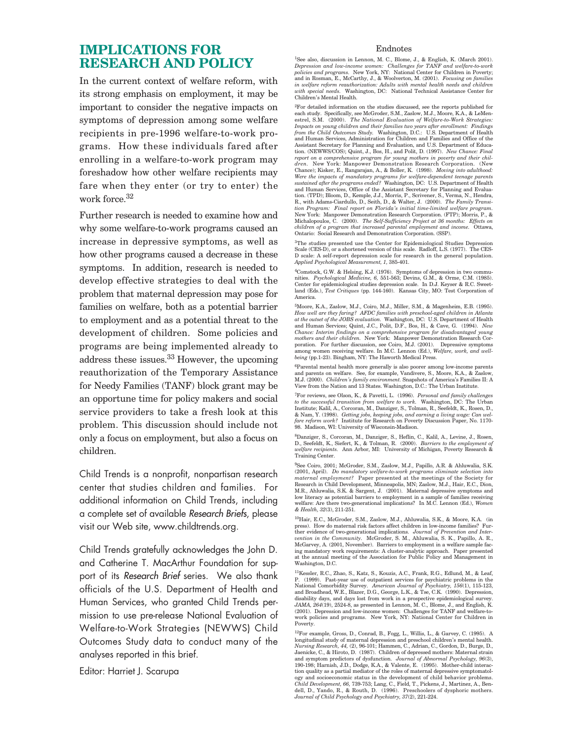## IMPLICATIONS FOR RESEARCH AND POLICY

In the current context of welfare reform, with its strong emphasis on employment, it may be important to consider the negative impacts on symptoms of depression among some welfare recipients in pre-1996 welfare-to-work programs. How these individuals fared after enrolling in a welfare-to-work program may foreshadow how other welfare recipients may fare when they enter (or try to enter) the work force.[32]

Further research is needed to examine how and why some welfare-to-work programs caused an increase in depressive symptoms, as well as how other programs caused a decrease in these symptoms. In addition, research is needed to develop effective strategies to deal with the problem that maternal depression may pose for families on welfare, both as a potential barrier to employment and as a potential threat to the development of children. Some policies and programs are being implemented already to address these issues.[33] However, the upcoming reauthorization of the Temporary Assistance for Needy Families (TANF) block grant may be an opportune time for policy makers and social service providers to take a fresh look at this problem. This discussion should include not only a focus on employment, but also a focus on children.

Child Trends is a nonprofit, nonpartisan research center that studies children and families. For additional information on Child Trends, including a complete set of available *Research Briefs*, please visit our Web site, www.childtrends.org.

Child Trends gratefully acknowledges the John D. and Catherine T. MacArthur Foundation for support of its *Research Brief* series. We also thank officials of the U.S. Department of Health and Human Services, who granted Child Trends permission to use pre-release National Evaluation of Welfare-to-Work Strategies (NEWWS) Child Outcomes Study data to conduct many of the analyses reported in this brief.

Editor: Harriet J. Scarupa

### Endnotes

[1] See also, discussion in Lennon, M. C., Blome, J., & English, K. (March 2001). *Depression and low-income women: Challenges for TANF and welfare-to-work policies and programs.* New York, NY: National Center for Children in Poverty; and in Rosman, E., McCarthy, J., & Woolverton, M. (2001). *Focusing on families in welfare reform reauthorization: Adults with mental health needs and children with special needs.* Washington, DC: National Technical Assistance Center for Children's Mental Health.

[2] For detailed information on the studies discussed, see the reports published for each study. Specifically, see McGroder, S.M., Zaslow, M.J., Moore, K.A., & LeMenestrel, S.M. (2000). *The National Evaluation of Welfare-to-Work Strategies: Impacts on young children and their families two years after enrollment: Findings from the Child Outcomes Study.* Washington, D.C.: U.S. Department of Health and Human Services, Administration for Children and Families and Office of the Assistant Secretary for Planning and Evaluation, and U.S. Department of Education. (NEWWS/COS); Quint, J., Bos, H., and Polit, D. (1997). *New Chance: Final report on a comprehensive program for young mothers in poverty and their children.* New York: Manpower Demonstration Research Corporation. (New Chance); Kisker, E., Rangarajan, A., & Boller, K. (1998). *Moving into adulthood: Were the impacts of mandatory programs for welfare-dependent teenage parents sustained after the programs ended?* Washington, DC: U.S. Department of Health and Human Services, Office of the Assistant Secretary for Planning and Evaluation. (TPD); Bloom, D., Kemple, J.J., Morris, P., Scrivener, S., Verma, N., Hendra, R., with Adams-Ciardullo, D., Seith, D., & Walter, J. (2000). *The Family Transition Program: Final report on Florida's initial time-limited welfare program.* New York: Manpower Demonstration Research Corporation. (FTP); Morris, P., & Michalopoulos, C. (2000). *The Self-Sufficiency Project at 36 months: Effects on children of a program that increased parental employment and income.* Ottawa, Ontario: Social Research and Demonstration Corporation. (SSP).

[3] The studies presented use the Center for Epidemiological Studies Depression Scale (CES-D), or a shortened version of this scale. Radloff, L.S. (1977). The CES-D scale: A self-report depression scale for research in the general population. *Applied Psychological Measurement, 1,* 385-401.

[4] Comstock, G.W. & Helsing, K.J. (1976). Symptoms of depression in two communities. *Psychological Medicine, 6,* 551-563; Devins, G.M., & Orme, C.M. (1985). Center for epidemiological studies depression scale. In D.J. Keyser & R.C. Sweetland (Eds.), *Test Critiques* (pp. 144-160). Kansas City, MO: Test Corporation of America.

[5] Moore, K.A., Zaslow, M.J., Coiro, M.J., Miller, S.M., & Magenheim, E.B. (1995). *How well are they faring? AFDC families with preschool-aged children in Atlanta at the outset of the JOBS evaluation.* Washington, DC: U.S. Department of Health and Human Services; Quint, J.C., Polit, D.F., Bos, H., & Cave, G. (1994). *New Chance: Interim findings on a comprehensive program for disadvantaged young mothers and their children.* New York: Manpower Demonstration Research Corporation. For further discussion, see Coiro, M.J. (2001). Depressive symptoms among women receiving welfare. In M.C. Lennon (Ed.), *Welfare, work, and well-being* (pp.1-23). Bingham, NY: The Haworth Medical Press.

[6] Parental mental health more generally is also poorer among low-income parents and parents on welfare. See, for example, Vandivere, S., Moore, K.A., & Zaslow, M.J. (2000). *Children's family environment.* Snapshots of America's Families II: A View from the Nation and 13 States. Washington, D.C.: The Urban Institute.

[7] For reviews, see Olson, K., & Pavetti, L. (1996). *Personal and family challenges to the successful transition from welfare to work.* Washington, DC: The Urban Institute; Kalil, A., Corcoran, M., Danziger, S., Tolman, R., Seefeldt, K., Rosen, D., & Nam, Y. (1998). *Getting jobs, keeping jobs, and earning a living wage: Can welfare reform work?* Institute for Research on Poverty Discussion Paper, No. 1170-98. Madison, WI: University of Wisconsin-Madison.

[8] Danziger, S., Corcoran, M., Danziger, S., Heflin, C., Kalil, A., Levine, J., Rosen, D., Seefeldt, K., Siefert, K., & Tolman, R. (2000). *Barriers to the employment of welfare recipients.* Ann Arbor, MI: University of Michigan, Poverty Research & Training Center.

[9] See Coiro, 2001; McGroder, S.M., Zaslow, M.J., Papillo, A.R. & Ahluwalia, S.K. (2001, April). *Do mandatory welfare-to-work programs eliminate selection into maternal employment?* Paper presented at the meetings of the Society for Research in Child Development, Minneapolis, MN; Zaslow, M.J., Hair, E.C., Dion, M.R., Ahluwalia, S.K. & Sargent, J. (2001). Maternal depressive symptoms and low literacy as potential barriers to employment in a sample of families receiving welfare: Are there two-generational implications? In M.C. Lennon (Ed.), *Women & Health, 32*(3), 211-251.

[10] Hair, E.C., McGroder, S.M., Zaslow, M.J., Ahluwalia, S.K., & Moore, K.A. (in press). How do maternal risk factors affect children in low-income families? Further evidence of two-generational implications. *Journal of Prevention and Intervention in the Community.* McGroder, S. M., Ahluwalia, S. K., Papillo, A. R., McGarvey, A. (2001, November). Barriers to employment in a welfare sample facing mandatory work requirements: A cluster-analytic approach. Paper presented at the annual meeting of the Association for Public Policy and Management in Washington, D.C.

[11] Kessler, R.C., Zhao, S., Katz, S., Kouzis, A.C., Frank, R.G., Edlund, M., & Leaf, P. (1999). Past-year use of outpatient services for psychiatric problems in the National Comorbidity Survey. *American Journal of Psychiatry, 156*(1), 115-123, and Broadhead, W.E., Blazer, D.G., George, L.K., & Tse, C.K. (1990). Depression, disability days, and days lost from work in a prospective epidemiological survey. *JAMA, 264*(19), 2524-8, as presented in Lennon, M. C., Blome, J., and English, K. (2001). Depression and low-income women: Challenges for TANF and welfare-to-work policies and programs. New York, NY: National Center for Children in Poverty.

[12] For example, Gross, D., Conrad, B., Fogg, L., Willis, L., & Garvey, C. (1995). A longitudinal study of maternal depression and preschool children's mental health. *Nursing Research, 44,* (2), 96-101; Hammen, C., Adrian, C., Gordon, D., Burge, D., Jaenicke, C., & Hiroto, D. (1987). Children of depressed mothers: Maternal strain and symptom predictors of dysfunction. *Journal of Abnormal Psychology, 96*(3), 190-198; Harnish, J.D., Dodge, K.A., & Valente, E. (1995). Mother-child interaction quality as a partial mediator of the roles of maternal depressive symptomatology and socioeconomic status in the development of child behavior problems. *Child Development, 66,* 739-753; Lang, C., Field, T., Pickens, J., Martinez, A., Bendell, D., Yando, R., & Routh, D. (1996). Preschoolers of dysphoric mothers. *Journal of Child Psychology and Psychiatry, 37*(2), 221-224.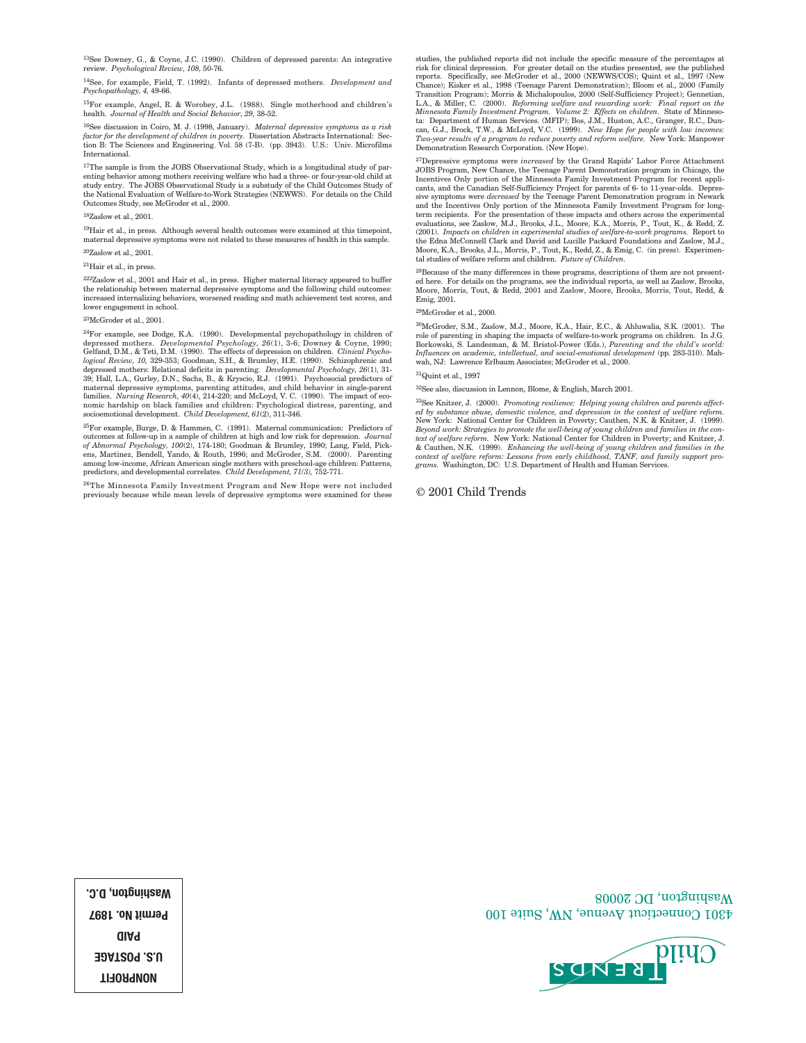[13]See Downey, G., & Coyne, J.C. (1990). Children of depressed parents: An integrative review. *Psychological Review, 108,* 50-76.

[14]See, for example, Field, T. (1992). Infants of depressed mothers. *Development and Psychopathology, 4,* 49-66.

[15]For example, Angel, R. & Worobey, J.L. (1988). Single motherhood and children's health. *Journal of Health and Social Behavior, 29,* 38-52.

[16]See discussion in Coiro, M. J. (1998, January). *Maternal depressive symptoms as a risk factor for the development of children in poverty.* Dissertation Abstracts International: Section B: The Sciences and Engineering. Vol. 58 (7-B). (pp. 3943). U.S.: Univ. Microfilms International.

[17]The sample is from the JOBS Observational Study, which is a longitudinal study of parenting behavior among mothers receiving welfare who had a three- or four-year-old child at study entry. The JOBS Observational Study is a substudy of the Child Outcomes Study of the National Evaluation of Welfare-to-Work Strategies (NEWWS). For details on the Child Outcomes Study, see McGroder et al., 2000.

[18]Zaslow et al., 2001.

[19]Hair et al., in press. Although several health outcomes were examined at this timepoint, maternal depressive symptoms were not related to these measures of health in this sample.

[20]Zaslow et al., 2001.

[21]Hair et al., in press.

[222]Zaslow et al., 2001 and Hair et al., in press. Higher maternal literacy appeared to buffer the relationship between maternal depressive symptoms and the following child outcomes: increased internalizing behaviors, worsened reading and math achievement test scores, and lower engagement in school.

[23]McGroder et al., 2001.

[24]For example, see Dodge, K.A. (1990). Developmental psychopathology in children of depressed mothers. *Developmental Psychology, 26*(1), 3-6; Downey & Coyne, 1990; Gelfand, D.M., & Teti, D.M. (1990). The effects of depression on children. *Clinical Psychological Review, 10,* 329-353; Goodman, S.H., & Brumley, H.E. (1990). Schizophrenic and depressed mothers: Relational deficits in parenting. *Developmental Psychology, 26*(1), 31-39; Hall, L.A., Gurley, D.N., Sachs, B., & Kryscio, R.J. (1991). Psychosocial predictors of maternal depressive symptoms, parenting attitudes, and child behavior in single-parent families. *Nursing Research, 40*(4), 214-220; and McLoyd, V. C. (1990). The impact of economic hardship on black families and children: Psychological distress, parenting, and socioemotional development. *Child Development, 61*(2), 311-346.

[25]For example, Burge, D. & Hammen, C. (1991). Maternal communication: Predictors of outcomes at follow-up in a sample of children at high and low risk for depression. *Journal of Abnormal Psychology, 100*(2), 174-180; Goodman & Brumley, 1990; Lang, Field, Pickens, Martinez, Bendell, Yando, & Routh, 1996; and McGroder, S.M. (2000). Parenting among low-income, African American single mothers with preschool-age children: Patterns, predictors, and developmental correlates. *Child Development, 71(3),* 752-771.

[26]The Minnesota Family Investment Program and New Hope were not included previously because while mean levels of depressive symptoms were examined for these studies, the published reports did not include the specific measure of the percentages at risk for clinical depression. For greater detail on the studies presented, see the published reports. Specifically, see McGroder et al., 2000 (NEWWS/COS); Quint et al., 1997 (New Chance); Kisker et al., 1998 (Teenage Parent Demonstration); Bloom et al., 2000 (Family Transition Program); Morris & Michalopoulos, 2000 (Self-Sufficiency Project); Gennetian, L.A., & Miller, C. (2000). *Reforming welfare and rewarding work: Final report on the Minnesota Family Investment Program. Volume 2: Effects on children.* State of Minnesota: Department of Human Services. (MFIP); Bos, J.M., Huston, A.C., Granger, R.C., Duncan, G.J., Brock, T.W., & McLoyd, V.C. (1999). *New Hope for people with low incomes: Two-year results of a program to reduce poverty and reform welfare.* New York: Manpower Demonstration Research Corporation. (New Hope).

[27]Depressive symptoms were *increased* by the Grand Rapids' Labor Force Attachment JOBS Program, New Chance, the Teenage Parent Demonstration program in Chicago, the Incentives Only portion of the Minnesota Family Investment Program for recent applicants, and the Canadian Self-Sufficiency Project for parents of 6- to 11-year-olds. Depressive symptoms were *decreased* by the Teenage Parent Demonstration program in Newark and the Incentives Only portion of the Minnesota Family Investment Program for long-term recipients. For the presentation of these impacts and others across the experimental evaluations, see Zaslow, M.J., Brooks, J.L., Moore, K.A., Morris, P., Tout, K., & Redd, Z. (2001). *Impacts on children in experimental studies of welfare-to-work programs.* Report to the Edna McConnell Clark and David and Lucille Packard Foundations and Zaslow, M.J., Moore, K.A., Brooks, J.L., Morris, P., Tout, K., Redd, Z., & Emig, C. (in press). Experimental studies of welfare reform and children. *Future of Children.*

[28]Because of the many differences in these programs, descriptions of them are not presented here. For details on the programs, see the individual reports, as well as Zaslow, Brooks, Moore, Morris, Tout, & Redd, 2001 and Zaslow, Moore, Brooks, Morris, Tout, Redd, & Emig, 2001.

[29]McGroder et al., 2000.

[30]McGroder, S.M., Zaslow, M.J., Moore, K.A., Hair, E.C., & Ahluwalia, S.K. (2001). The role of parenting in shaping the impacts of welfare-to-work programs on children. In J.G. Borkowski, S. Landesman, & M. Bristol-Power (Eds.), *Parenting and the child's world: Influences on academic, intellectual, and social-emotional development* (pp. 283-310). Mahwah, NJ: Lawrence Erlbaum Associates; McGroder et al., 2000.

[31]Quint et al., 1997

[32]See also, discussion in Lennon, Blome, & English, March 2001.

[33]See Knitzer, J. (2000). *Promoting resilience: Helping young children and parents affected by substance abuse, domestic violence, and depression in the context of welfare reform.* New York: National Center for Children in Poverty; Cauthen, N.K. & Knitzer, J. (1999). *Beyond work: Strategies to promote the well-being of young children and families in the context of welfare reform.* New York: National Center for Children in Poverty; and Knitzer, J. & Cauthen, N.K. (1999). *Enhancing the well-being of young children and families in the context of welfare reform: Lessons from early childhood, TANF, and family support programs.* Washington, DC: U.S. Department of Health and Human Services.

© 2001 Child Trends

Child Trends
4301 Connecticut Avenue, NW, Suite 100
Washington, DC 20008

NONPROFIT
U.S. POSTAGE
PAID
Permit No. 1897
Washington, D.C.